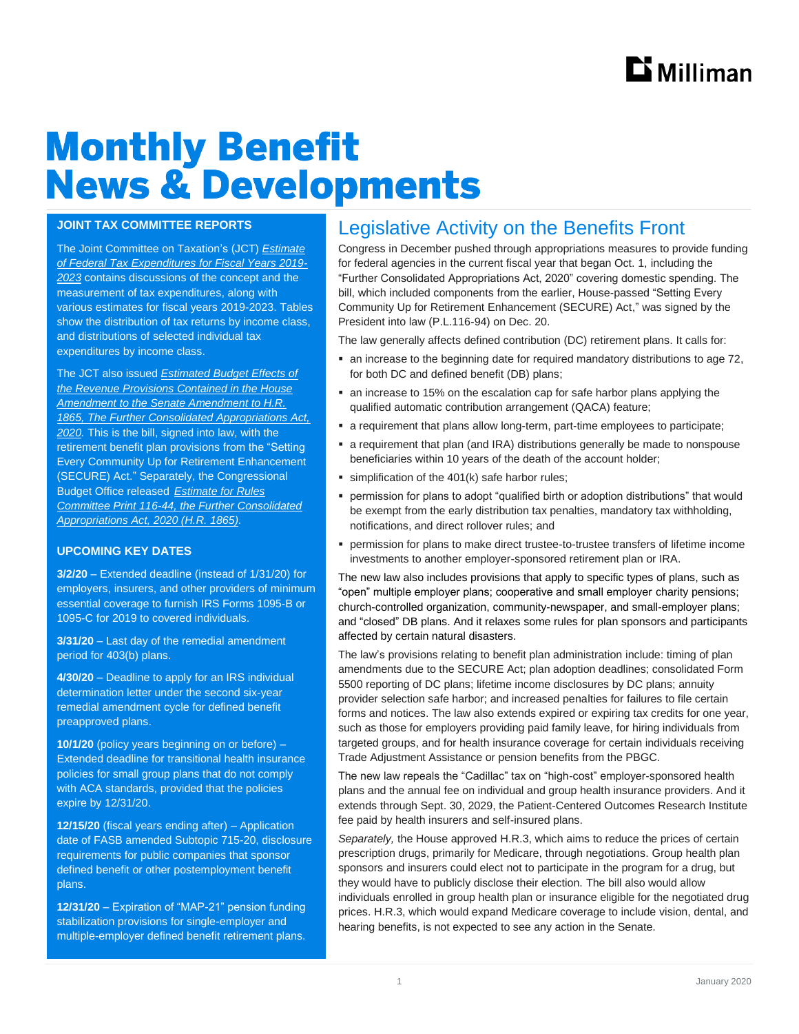# Monthly Benefit News & Developments

## Legislative Activity on the Benefits Front

Congress in December pushed through appropriations measures to provide funding for federal agencies in the current fiscal year that began Oct. 1, including the "Further Consolidated Appropriations Act, 2020" covering domestic spending. The bill, which included components from the earlier, House-passed "Setting Every Community Up for Retirement Enhancement (SECURE) Act," was signed by the President into law (P.L.116-94) on Dec. 20.

The law generally affects defined contribution (DC) retirement plans. It calls for:

- an increase to the beginning date for required mandatory distributions to age 72, for both DC and defined benefit (DB) plans;
- an increase to 15% on the escalation cap for safe harbor plans applying the qualified automatic contribution arrangement (QACA) feature;
- a requirement that plans allow long-term, part-time employees to participate;
- a requirement that plan (and IRA) distributions generally be made to nonspouse beneficiaries within 10 years of the death of the account holder;
- simplification of the 401(k) safe harbor rules;
- permission for plans to adopt "qualified birth or adoption distributions" that would be exempt from the early distribution tax penalties, mandatory tax withholding, notifications, and direct rollover rules; and
- permission for plans to make direct trustee-to-trustee transfers of lifetime income investments to another employer-sponsored retirement plan or IRA.

The new law also includes provisions that apply to specific types of plans, such as "open" multiple employer plans; cooperative and small employer charity pensions; church-controlled organization, community-newspaper, and small-employer plans; and "closed" DB plans. And it relaxes some rules for plan sponsors and participants affected by certain natural disasters.

The law's provisions relating to benefit plan administration include: timing of plan amendments due to the SECURE Act; plan adoption deadlines; consolidated Form 5500 reporting of DC plans; lifetime income disclosures by DC plans; annuity provider selection safe harbor; and increased penalties for failures to file certain forms and notices. The law also extends expired or expiring tax credits for one year, such as those for employers providing paid family leave, for hiring individuals from targeted groups, and for health insurance coverage for certain individuals receiving Trade Adjustment Assistance or pension benefits from the PBGC.

The new law repeals the "Cadillac" tax on "high-cost" employer-sponsored health plans and the annual fee on individual and group health insurance providers. And it extends through Sept. 30, 2029, the Patient-Centered Outcomes Research Institute fee paid by health insurers and self-insured plans.

*Separately,* the House approved H.R.3, which aims to reduce the prices of certain prescription drugs, primarily for Medicare, through negotiations. Group health plan sponsors and insurers could elect not to participate in the program for a drug, but they would have to publicly disclose their election. The bill also would allow individuals enrolled in group health plan or insurance eligible for the negotiated drug prices. H.R.3, which would expand Medicare coverage to include vision, dental, and hearing benefits, is not expected to see any action in the Senate.

### JOINT TAX COMMITTEE REPORTS

The Joint Committee on Taxation's (JCT) *Estimate of Federal Tax Expenditures for Fiscal Years 2019-2023* contains discussions of the concept and the measurement of tax expenditures, along with various estimates for fiscal years 2019-2023. Tables show the distribution of tax returns by income class, and distributions of selected individual tax expenditures by income class.

The JCT also issued *Estimated Budget Effects of the Revenue Provisions Contained in the House Amendment to the Senate Amendment to H.R. 1865, The Further Consolidated Appropriations Act, 2020.* This is the bill, signed into law, with the retirement benefit plan provisions from the "Setting Every Community Up for Retirement Enhancement (SECURE) Act." Separately, the Congressional Budget Office released *Estimate for Rules Committee Print 116-44, the Further Consolidated Appropriations Act, 2020 (H.R. 1865)*.

### UPCOMING KEY DATES

**3/2/20** – Extended deadline (instead of 1/31/20) for employers, insurers, and other providers of minimum essential coverage to furnish IRS Forms 1095-B or 1095-C for 2019 to covered individuals.

**3/31/20** – Last day of the remedial amendment period for 403(b) plans.

**4/30/20** – Deadline to apply for an IRS individual determination letter under the second six-year remedial amendment cycle for defined benefit preapproved plans.

**10/1/20** (policy years beginning on or before) – Extended deadline for transitional health insurance policies for small group plans that do not comply with ACA standards, provided that the policies expire by 12/31/20.

**12/15/20** (fiscal years ending after) – Application date of FASB amended Subtopic 715-20, disclosure requirements for public companies that sponsor defined benefit or other postemployment benefit plans.

**12/31/20** – Expiration of "MAP-21" pension funding stabilization provisions for single-employer and multiple-employer defined benefit retirement plans.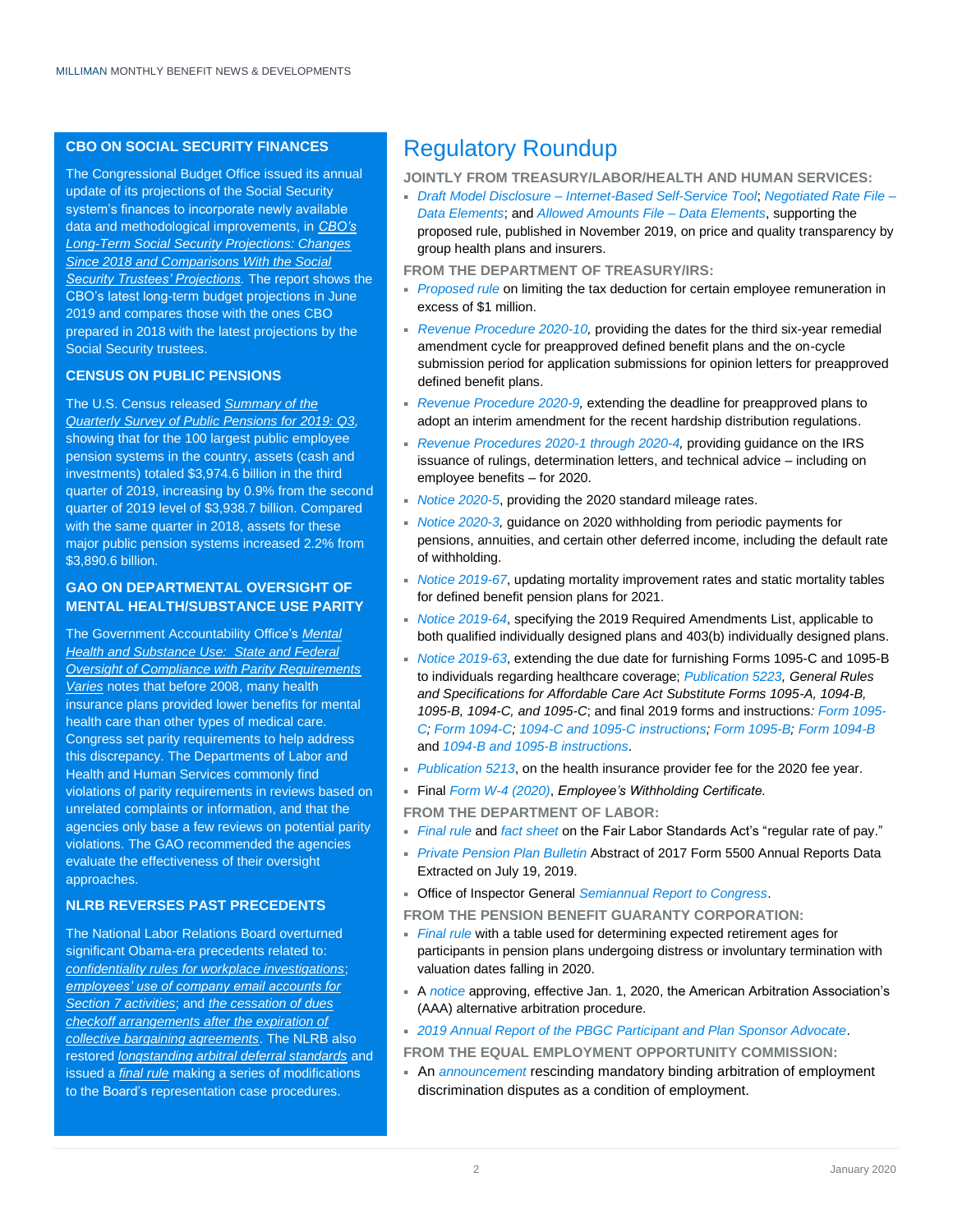## CBO ON SOCIAL SECURITY FINANCES

The Congressional Budget Office issued its annual update of its projections of the Social Security system's finances to incorporate newly available data and methodological improvements, in *CBO's Long-Term Social Security Projections: Changes Since 2018 and Comparisons With the Social Security Trustees' Projections*. The report shows the CBO's latest long-term budget projections in June 2019 and compares those with the ones CBO prepared in 2018 with the latest projections by the Social Security trustees.

## CENSUS ON PUBLIC PENSIONS

The U.S. Census released *Summary of the Quarterly Survey of Public Pensions for 2019: Q3*, showing that for the 100 largest public employee pension systems in the country, assets (cash and investments) totaled $3,974.6 billion in the third quarter of 2019, increasing by 0.9% from the second quarter of 2019 level of $3,938.7 billion. Compared with the same quarter in 2018, assets for these major public pension systems increased 2.2% from $3,890.6 billion.

## GAO ON DEPARTMENTAL OVERSIGHT OF MENTAL HEALTH/SUBSTANCE USE PARITY

The Government Accountability Office's *Mental Health and Substance Use: State and Federal Oversight of Compliance with Parity Requirements Varies* notes that before 2008, many health insurance plans provided lower benefits for mental health care than other types of medical care. Congress set parity requirements to help address this discrepancy. The Departments of Labor and Health and Human Services commonly find violations of parity requirements in reviews based on unrelated complaints or information, and that the agencies only base a few reviews on potential parity violations. The GAO recommended the agencies evaluate the effectiveness of their oversight approaches.

## NLRB REVERSES PAST PRECEDENTS

The National Labor Relations Board overturned significant Obama-era precedents related to: *confidentiality rules for workplace investigations*; *employees' use of company email accounts for Section 7 activities*; and *the cessation of dues checkoff arrangements after the expiration of collective bargaining agreements*. The NLRB also restored *longstanding arbitral deferral standards* and issued a *final rule* making a series of modifications to the Board's representation case procedures.

# Regulatory Roundup

**JOINTLY FROM TREASURY/LABOR/HEALTH AND HUMAN SERVICES:**

- *Draft Model Disclosure – Internet-Based Self-Service Tool*; *Negotiated Rate File – Data Elements*; and *Allowed Amounts File – Data Elements*, supporting the proposed rule, published in November 2019, on price and quality transparency by group health plans and insurers.

**FROM THE DEPARTMENT OF TREASURY/IRS:**

- *Proposed rule* on limiting the tax deduction for certain employee remuneration in excess of $1 million.
- *Revenue Procedure 2020-10*, providing the dates for the third six-year remedial amendment cycle for preapproved defined benefit plans and the on-cycle submission period for application submissions for opinion letters for preapproved defined benefit plans.
- *Revenue Procedure 2020-9*, extending the deadline for preapproved plans to adopt an interim amendment for the recent hardship distribution regulations.
- *Revenue Procedures 2020-1 through 2020-4*, providing guidance on the IRS issuance of rulings, determination letters, and technical advice – including on employee benefits – for 2020.
- *Notice 2020-5*, providing the 2020 standard mileage rates.
- *Notice 2020-3*, guidance on 2020 withholding from periodic payments for pensions, annuities, and certain other deferred income, including the default rate of withholding.
- *Notice 2019-67*, updating mortality improvement rates and static mortality tables for defined benefit pension plans for 2021.
- *Notice 2019-64*, specifying the 2019 Required Amendments List, applicable to both qualified individually designed plans and 403(b) individually designed plans.
- *Notice 2019-63*, extending the due date for furnishing Forms 1095-C and 1095-B to individuals regarding healthcare coverage; *Publication 5223, General Rules and Specifications for Affordable Care Act Substitute Forms 1095-A, 1094-B, 1095-B, 1094-C, and 1095-C*; and final 2019 forms and instructions*: Form 1095-C; Form 1094-C; 1094-C and 1095-C instructions; Form 1095-B; Form 1094-B* and *1094-B and 1095-B instructions*.
- *Publication 5213*, on the health insurance provider fee for the 2020 fee year.
- Final *Form W-4 (2020)*, *Employee's Withholding Certificate.*

**FROM THE DEPARTMENT OF LABOR:**

- *Final rule* and *fact sheet* on the Fair Labor Standards Act's "regular rate of pay."
- *Private Pension Plan Bulletin* Abstract of 2017 Form 5500 Annual Reports Data Extracted on July 19, 2019.
- Office of Inspector General *Semiannual Report to Congress*.

**FROM THE PENSION BENEFIT GUARANTY CORPORATION:**

- *Final rule* with a table used for determining expected retirement ages for participants in pension plans undergoing distress or involuntary termination with valuation dates falling in 2020.
- A *notice* approving, effective Jan. 1, 2020, the American Arbitration Association's (AAA) alternative arbitration procedure.
- *2019 Annual Report of the PBGC Participant and Plan Sponsor Advocate*.

**FROM THE EQUAL EMPLOYMENT OPPORTUNITY COMMISSION:**

- An *announcement* rescinding mandatory binding arbitration of employment discrimination disputes as a condition of employment.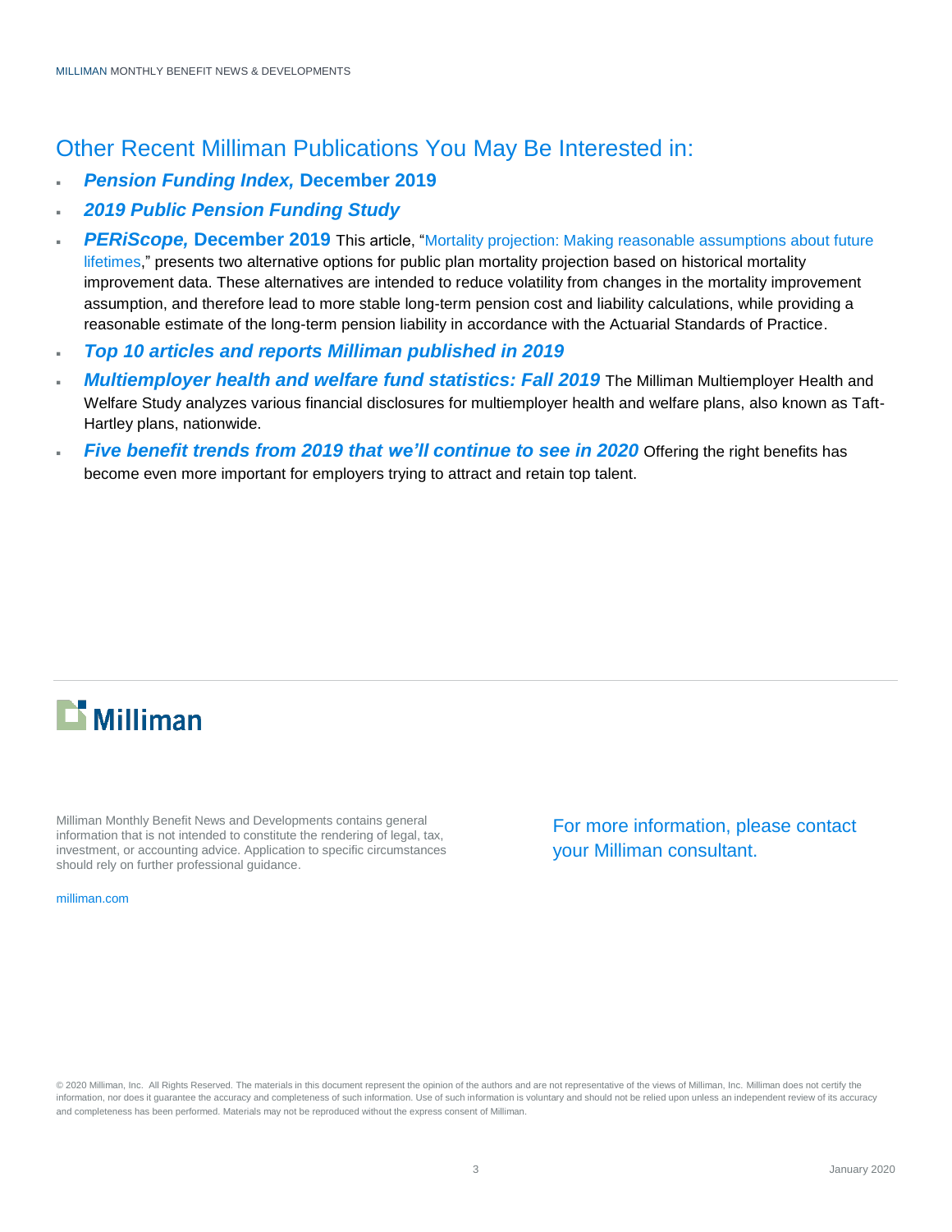## Other Recent Milliman Publications You May Be Interested in:

- ***Pension Funding Index,* December 2019**
- ***2019 Public Pension Funding Study***
- ***PERiScope,* December 2019** This article, "Mortality projection: Making reasonable assumptions about future lifetimes," presents two alternative options for public plan mortality projection based on historical mortality improvement data. These alternatives are intended to reduce volatility from changes in the mortality improvement assumption, and therefore lead to more stable long-term pension cost and liability calculations, while providing a reasonable estimate of the long-term pension liability in accordance with the Actuarial Standards of Practice.
- ***Top 10 articles and reports Milliman published in 2019***
- ***Multiemployer health and welfare fund statistics: Fall 2019*** The Milliman Multiemployer Health and Welfare Study analyzes various financial disclosures for multiemployer health and welfare plans, also known as Taft-Hartley plans, nationwide.
- ***Five benefit trends from 2019 that we'll continue to see in 2020*** Offering the right benefits has become even more important for employers trying to attract and retain top talent.

Milliman

Milliman Monthly Benefit News and Developments contains general information that is not intended to constitute the rendering of legal, tax, investment, or accounting advice. Application to specific circumstances should rely on further professional guidance.

milliman.com

For more information, please contact your Milliman consultant.

© 2020 Milliman, Inc. All Rights Reserved. The materials in this document represent the opinion of the authors and are not representative of the views of Milliman, Inc. Milliman does not certify the information, nor does it guarantee the accuracy and completeness of such information. Use of such information is voluntary and should not be relied upon unless an independent review of its accuracy and completeness has been performed. Materials may not be reproduced without the express consent of Milliman.